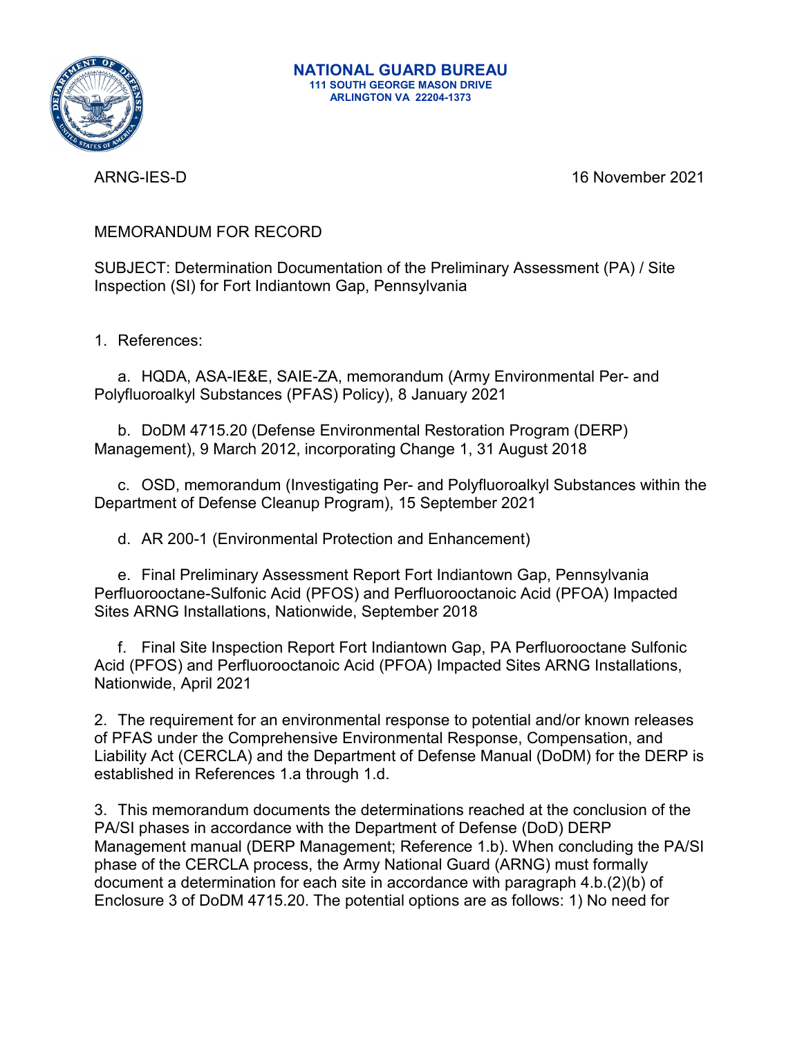**NATIONAL GUARD BUREAU**
**111 SOUTH GEORGE MASON DRIVE**
**ARLINGTON VA 22204-1373**

ARNG-IES-D

16 November 2021

MEMORANDUM FOR RECORD

SUBJECT: Determination Documentation of the Preliminary Assessment (PA) / Site Inspection (SI) for Fort Indiantown Gap, Pennsylvania

1. References:

   a. HQDA, ASA-IE&E, SAIE-ZA, memorandum (Army Environmental Per- and Polyfluoroalkyl Substances (PFAS) Policy), 8 January 2021

   b. DoDM 4715.20 (Defense Environmental Restoration Program (DERP) Management), 9 March 2012, incorporating Change 1, 31 August 2018

   c. OSD, memorandum (Investigating Per- and Polyfluoroalkyl Substances within the Department of Defense Cleanup Program), 15 September 2021

   d. AR 200-1 (Environmental Protection and Enhancement)

   e. Final Preliminary Assessment Report Fort Indiantown Gap, Pennsylvania Perfluorooctane-Sulfonic Acid (PFOS) and Perfluorooctanoic Acid (PFOA) Impacted Sites ARNG Installations, Nationwide, September 2018

   f. Final Site Inspection Report Fort Indiantown Gap, PA Perfluorooctane Sulfonic Acid (PFOS) and Perfluorooctanoic Acid (PFOA) Impacted Sites ARNG Installations, Nationwide, April 2021

2. The requirement for an environmental response to potential and/or known releases of PFAS under the Comprehensive Environmental Response, Compensation, and Liability Act (CERCLA) and the Department of Defense Manual (DoDM) for the DERP is established in References 1.a through 1.d.

3. This memorandum documents the determinations reached at the conclusion of the PA/SI phases in accordance with the Department of Defense (DoD) DERP Management manual (DERP Management; Reference 1.b). When concluding the PA/SI phase of the CERCLA process, the Army National Guard (ARNG) must formally document a determination for each site in accordance with paragraph 4.b.(2)(b) of Enclosure 3 of DoDM 4715.20. The potential options are as follows: 1) No need for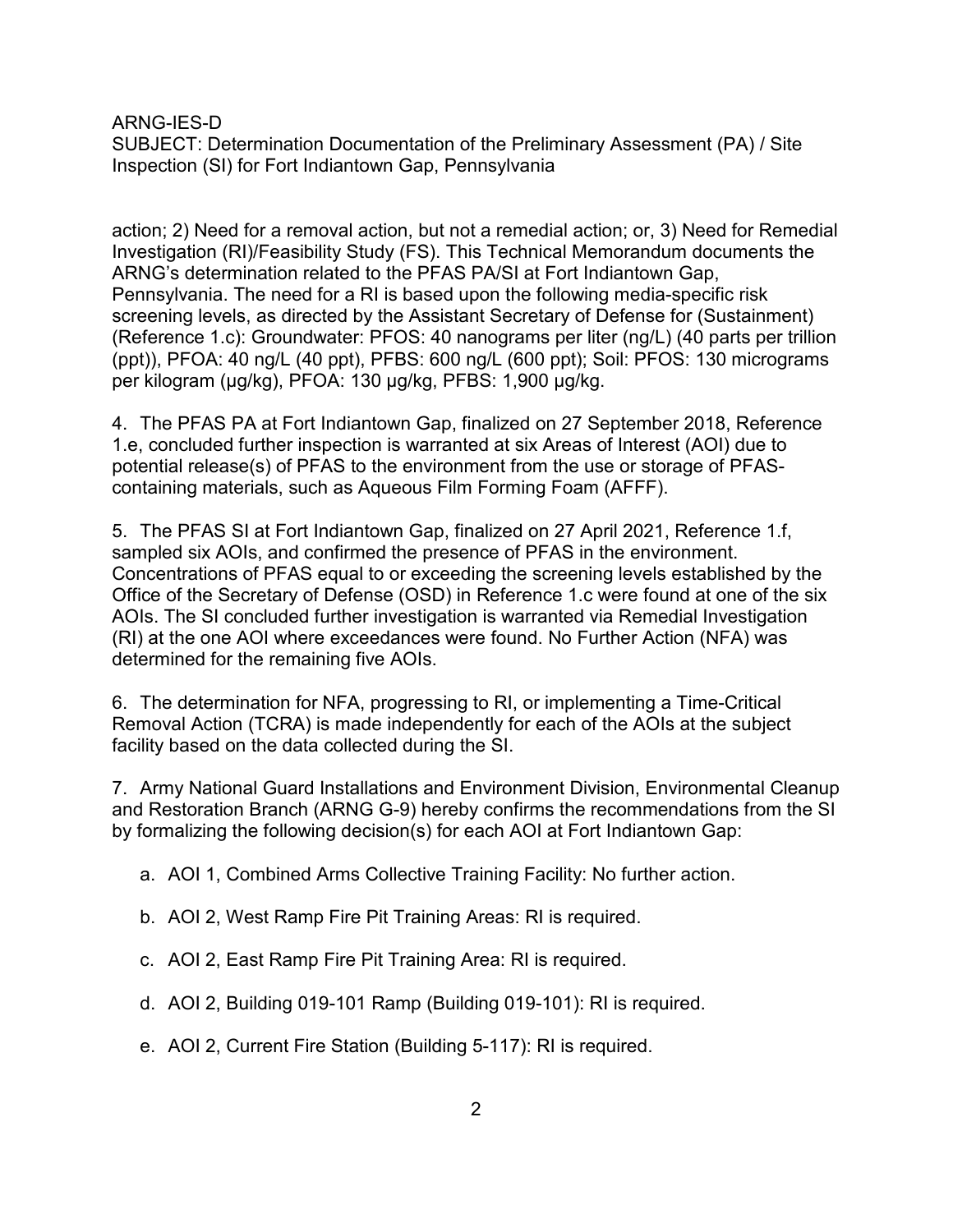action; 2) Need for a removal action, but not a remedial action; or, 3) Need for Remedial Investigation (RI)/Feasibility Study (FS). This Technical Memorandum documents the ARNG's determination related to the PFAS PA/SI at Fort Indiantown Gap, Pennsylvania. The need for a RI is based upon the following media-specific risk screening levels, as directed by the Assistant Secretary of Defense for (Sustainment) (Reference 1.c): Groundwater: PFOS: 40 nanograms per liter (ng/L) (40 parts per trillion (ppt)), PFOA: 40 ng/L (40 ppt), PFBS: 600 ng/L (600 ppt); Soil: PFOS: 130 micrograms per kilogram (µg/kg), PFOA: 130 µg/kg, PFBS: 1,900 µg/kg.

4. The PFAS PA at Fort Indiantown Gap, finalized on 27 September 2018, Reference 1.e, concluded further inspection is warranted at six Areas of Interest (AOI) due to potential release(s) of PFAS to the environment from the use or storage of PFAS-containing materials, such as Aqueous Film Forming Foam (AFFF).

5. The PFAS SI at Fort Indiantown Gap, finalized on 27 April 2021, Reference 1.f, sampled six AOIs, and confirmed the presence of PFAS in the environment. Concentrations of PFAS equal to or exceeding the screening levels established by the Office of the Secretary of Defense (OSD) in Reference 1.c were found at one of the six AOIs. The SI concluded further investigation is warranted via Remedial Investigation (RI) at the one AOI where exceedances were found. No Further Action (NFA) was determined for the remaining five AOIs.

6. The determination for NFA, progressing to RI, or implementing a Time-Critical Removal Action (TCRA) is made independently for each of the AOIs at the subject facility based on the data collected during the SI.

7. Army National Guard Installations and Environment Division, Environmental Cleanup and Restoration Branch (ARNG G-9) hereby confirms the recommendations from the SI by formalizing the following decision(s) for each AOI at Fort Indiantown Gap:

a. AOI 1, Combined Arms Collective Training Facility: No further action.

b. AOI 2, West Ramp Fire Pit Training Areas: RI is required.

c. AOI 2, East Ramp Fire Pit Training Area: RI is required.

d. AOI 2, Building 019-101 Ramp (Building 019-101): RI is required.

e. AOI 2, Current Fire Station (Building 5-117): RI is required.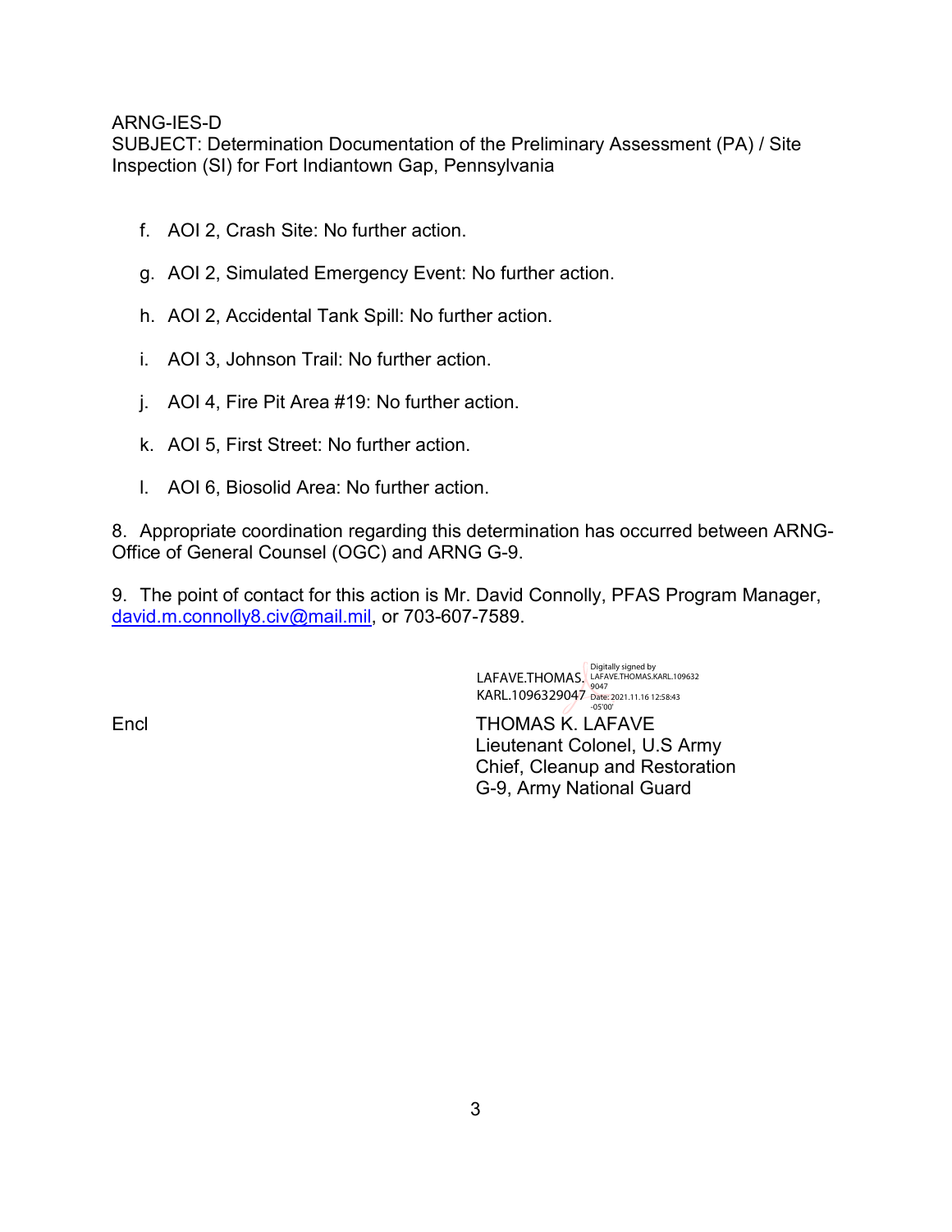ARNG-IES-D
SUBJECT: Determination Documentation of the Preliminary Assessment (PA) / Site Inspection (SI) for Fort Indiantown Gap, Pennsylvania

f. AOI 2, Crash Site: No further action.

g. AOI 2, Simulated Emergency Event: No further action.

h. AOI 2, Accidental Tank Spill: No further action.

i. AOI 3, Johnson Trail: No further action.

j. AOI 4, Fire Pit Area #19: No further action.

k. AOI 5, First Street: No further action.

l. AOI 6, Biosolid Area: No further action.

8. Appropriate coordination regarding this determination has occurred between ARNG-Office of General Counsel (OGC) and ARNG G-9.

9. The point of contact for this action is Mr. David Connolly, PFAS Program Manager, david.m.connolly8.civ@mail.mil, or 703-607-7589.

LAFAVE.THOMAS.KARL.1096329047 Digitally signed by LAFAVE.THOMAS.KARL.1096329047 Date: 2021.11.16 12:58:43 -05'00'

Encl

THOMAS K. LAFAVE
Lieutenant Colonel, U.S Army
Chief, Cleanup and Restoration
G-9, Army National Guard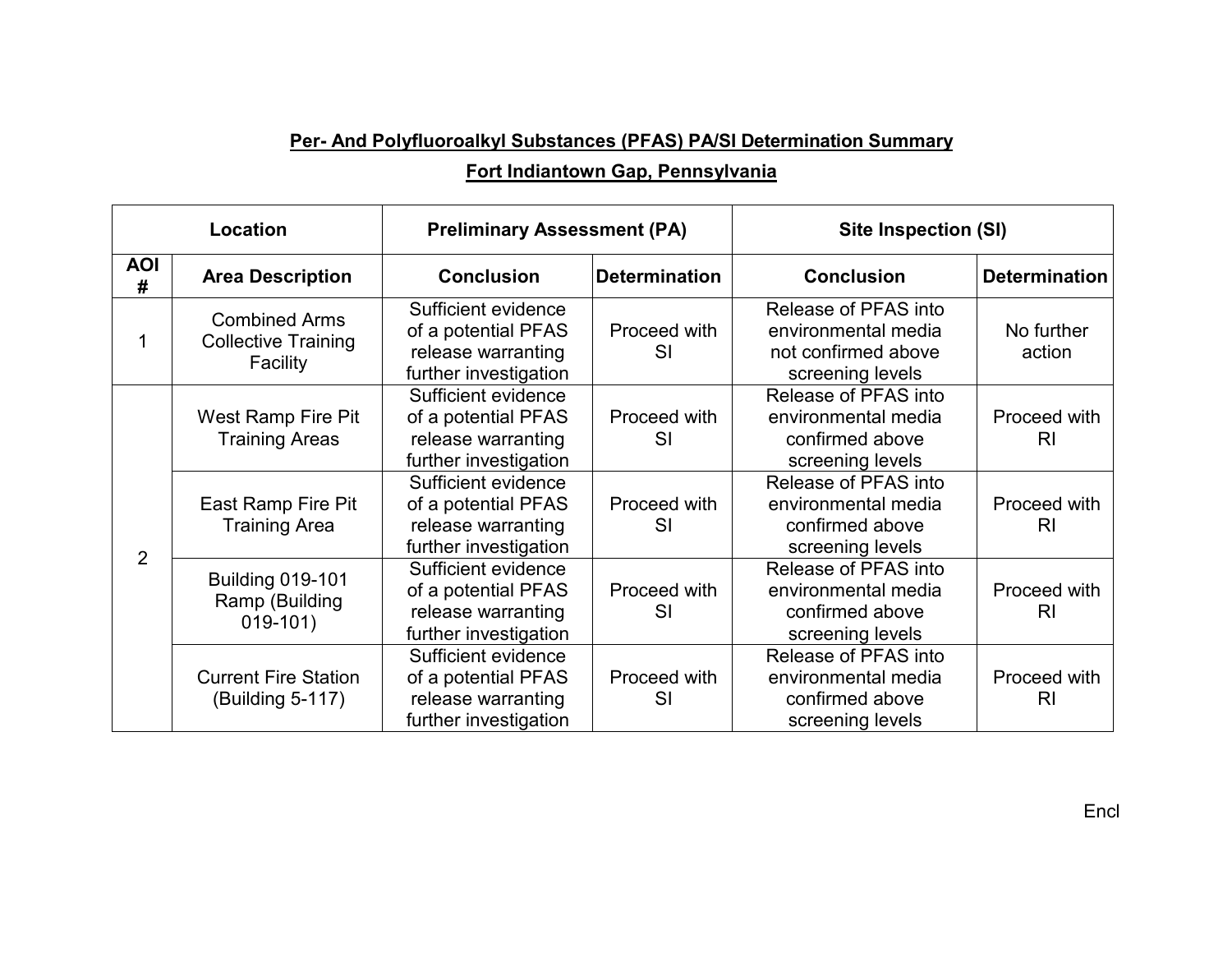## Per- And Polyfluoroalkyl Substances (PFAS) PA/SI Determination Summary

## Fort Indiantown Gap, Pennsylvania

| Location | | Preliminary Assessment (PA) | | Site Inspection (SI) | |
|---|---|---|---|---|---|
| AOI # | Area Description | Conclusion | Determination | Conclusion | Determination |
| 1 | Combined Arms Collective Training Facility | Sufficient evidence of a potential PFAS release warranting further investigation | Proceed with SI | Release of PFAS into environmental media not confirmed above screening levels | No further action |
| 2 | West Ramp Fire Pit Training Areas | Sufficient evidence of a potential PFAS release warranting further investigation | Proceed with SI | Release of PFAS into environmental media confirmed above screening levels | Proceed with RI |
| | East Ramp Fire Pit Training Area | Sufficient evidence of a potential PFAS release warranting further investigation | Proceed with SI | Release of PFAS into environmental media confirmed above screening levels | Proceed with RI |
| | Building 019-101 Ramp (Building 019-101) | Sufficient evidence of a potential PFAS release warranting further investigation | Proceed with SI | Release of PFAS into environmental media confirmed above screening levels | Proceed with RI |
| | Current Fire Station (Building 5-117) | Sufficient evidence of a potential PFAS release warranting further investigation | Proceed with SI | Release of PFAS into environmental media confirmed above screening levels | Proceed with RI |

Encl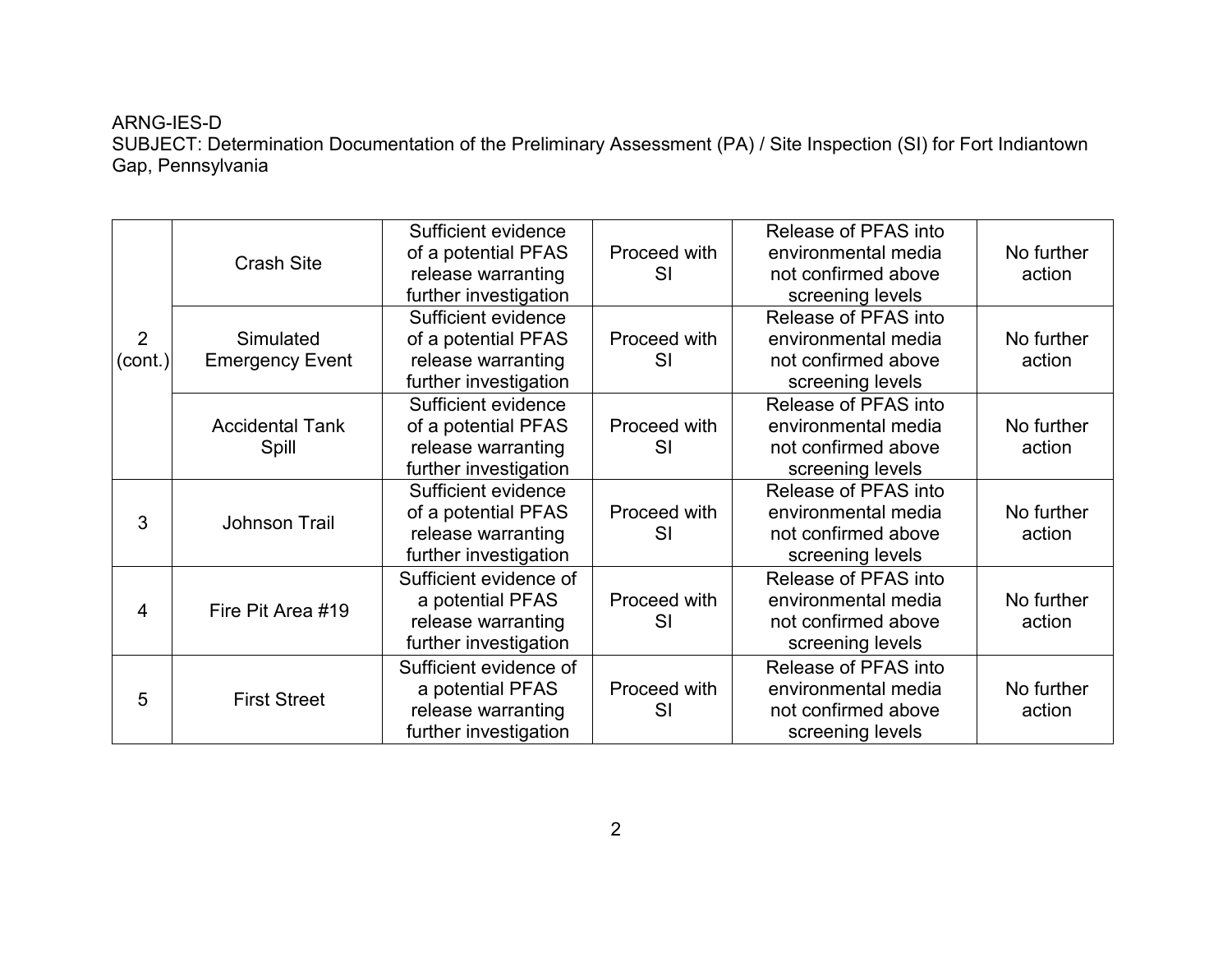ARNG-IES-D
SUBJECT: Determination Documentation of the Preliminary Assessment (PA) / Site Inspection (SI) for Fort Indiantown Gap, Pennsylvania

| | | | | | |
|---|---|---|---|---|---|
| 2 (cont.) | Crash Site | Sufficient evidence of a potential PFAS release warranting further investigation | Proceed with SI | Release of PFAS into environmental media not confirmed above screening levels | No further action |
| | Simulated Emergency Event | Sufficient evidence of a potential PFAS release warranting further investigation | Proceed with SI | Release of PFAS into environmental media not confirmed above screening levels | No further action |
| | Accidental Tank Spill | Sufficient evidence of a potential PFAS release warranting further investigation | Proceed with SI | Release of PFAS into environmental media not confirmed above screening levels | No further action |
| 3 | Johnson Trail | Sufficient evidence of a potential PFAS release warranting further investigation | Proceed with SI | Release of PFAS into environmental media not confirmed above screening levels | No further action |
| 4 | Fire Pit Area #19 | Sufficient evidence of a potential PFAS release warranting further investigation | Proceed with SI | Release of PFAS into environmental media not confirmed above screening levels | No further action |
| 5 | First Street | Sufficient evidence of a potential PFAS release warranting further investigation | Proceed with SI | Release of PFAS into environmental media not confirmed above screening levels | No further action |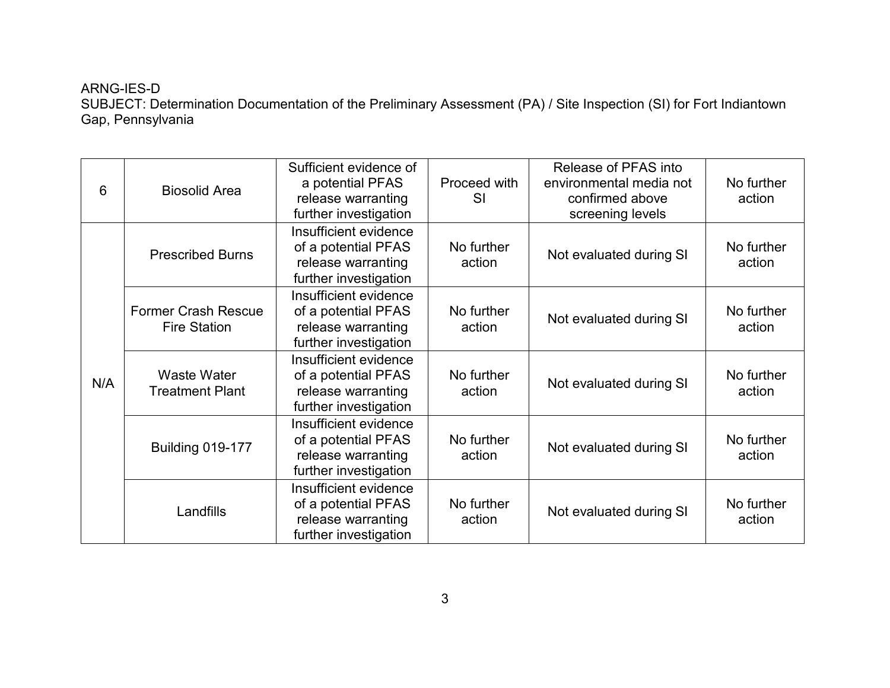ARNG-IES-D
SUBJECT: Determination Documentation of the Preliminary Assessment (PA) / Site Inspection (SI) for Fort Indiantown Gap, Pennsylvania

| | | | | | |
|---|---|---|---|---|---|
| 6 | Biosolid Area | Sufficient evidence of a potential PFAS release warranting further investigation | Proceed with SI | Release of PFAS into environmental media not confirmed above screening levels | No further action |
| N/A | Prescribed Burns | Insufficient evidence of a potential PFAS release warranting further investigation | No further action | Not evaluated during SI | No further action |
| | Former Crash Rescue Fire Station | Insufficient evidence of a potential PFAS release warranting further investigation | No further action | Not evaluated during SI | No further action |
| | Waste Water Treatment Plant | Insufficient evidence of a potential PFAS release warranting further investigation | No further action | Not evaluated during SI | No further action |
| | Building 019-177 | Insufficient evidence of a potential PFAS release warranting further investigation | No further action | Not evaluated during SI | No further action |
| | Landfills | Insufficient evidence of a potential PFAS release warranting further investigation | No further action | Not evaluated during SI | No further action |